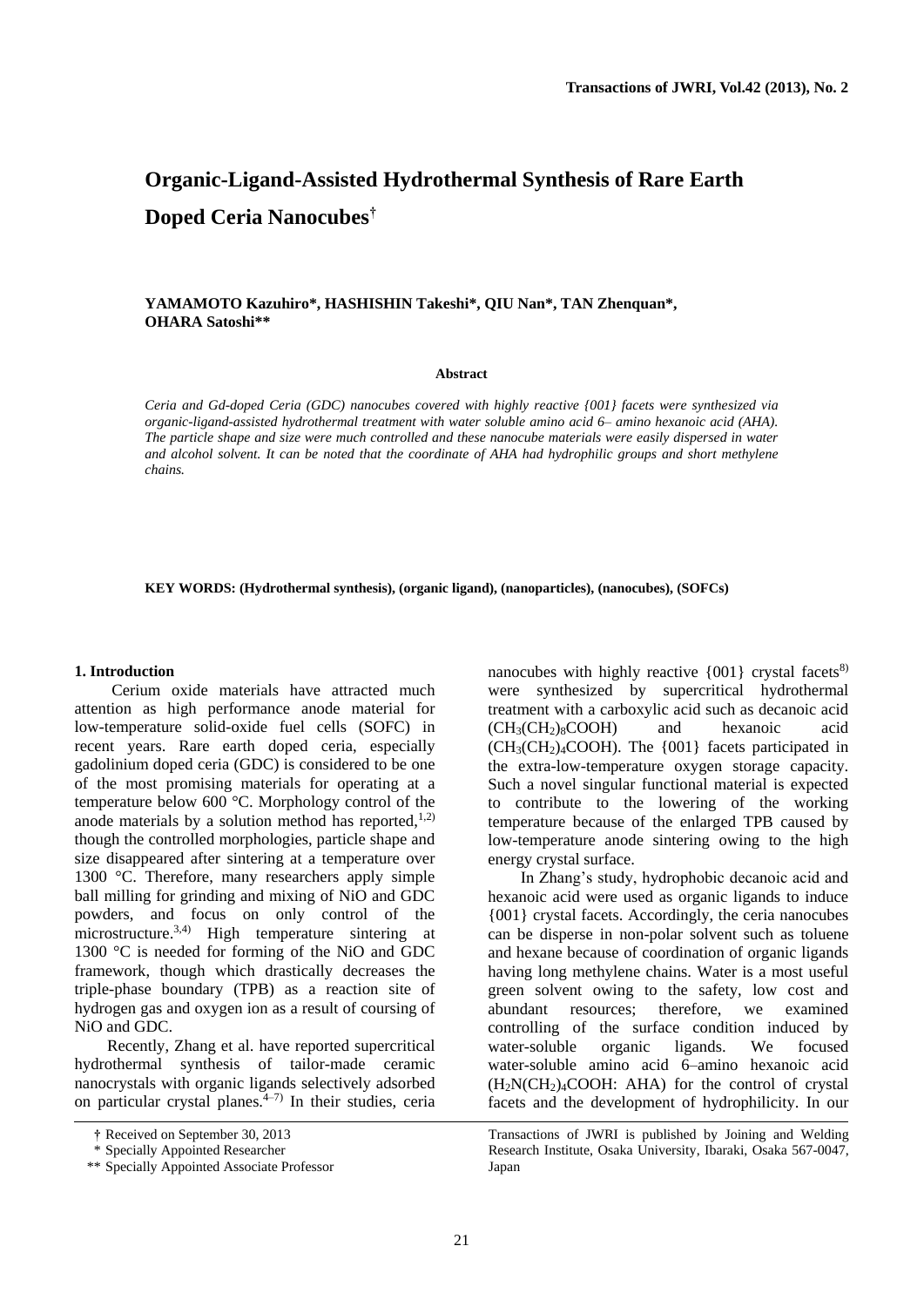# Organic-Ligand-Assisted Hydrothermal Synthesis of Rare Earth Doped Ceria Nanocubes†

**YAMAMOTO Kazuhiro\*, HASHISHIN Takeshi\*, QIU Nan\*, TAN Zhenquan\*, OHARA Satoshi\*\***

### Abstract

*Ceria and Gd-doped Ceria (GDC) nanocubes covered with highly reactive {001} facets were synthesized via organic-ligand-assisted hydrothermal treatment with water soluble amino acid 6– amino hexanoic acid (AHA). The particle shape and size were much controlled and these nanocube materials were easily dispersed in water and alcohol solvent. It can be noted that the coordinate of AHA had hydrophilic groups and short methylene chains.*

**KEY WORDS: (Hydrothermal synthesis), (organic ligand), (nanoparticles), (nanocubes), (SOFCs)**

## 1. Introduction

Cerium oxide materials have attracted much attention as high performance anode material for low-temperature solid-oxide fuel cells (SOFC) in recent years. Rare earth doped ceria, especially gadolinium doped ceria (GDC) is considered to be one of the most promising materials for operating at a temperature below 600 °C. Morphology control of the anode materials by a solution method has reported,[1,2] though the controlled morphologies, particle shape and size disappeared after sintering at a temperature over 1300 °C. Therefore, many researchers apply simple ball milling for grinding and mixing of NiO and GDC powders, and focus on only control of the microstructure.[3,4] High temperature sintering at 1300 °C is needed for forming of the NiO and GDC framework, though which drastically decreases the triple-phase boundary (TPB) as a reaction site of hydrogen gas and oxygen ion as a result of coursing of NiO and GDC.

Recently, Zhang et al. have reported supercritical hydrothermal synthesis of tailor-made ceramic nanocrystals with organic ligands selectively adsorbed on particular crystal planes.[4–7] In their studies, ceria nanocubes with highly reactive {001} crystal facets[8] were synthesized by supercritical hydrothermal treatment with a carboxylic acid such as decanoic acid ($CH_3(CH_2)_8COOH$) and hexanoic acid ($CH_3(CH_2)_4COOH$). The {001} facets participated in the extra-low-temperature oxygen storage capacity. Such a novel singular functional material is expected to contribute to the lowering of the working temperature because of the enlarged TPB caused by low-temperature anode sintering owing to the high energy crystal surface.

In Zhang's study, hydrophobic decanoic acid and hexanoic acid were used as organic ligands to induce {001} crystal facets. Accordingly, the ceria nanocubes can be disperse in non-polar solvent such as toluene and hexane because of coordination of organic ligands having long methylene chains. Water is a most useful green solvent owing to the safety, low cost and abundant resources; therefore, we examined controlling of the surface condition induced by water-soluble organic ligands. We focused water-soluble amino acid 6–amino hexanoic acid ($H_2N(CH_2)_4COOH$: AHA) for the control of crystal facets and the development of hydrophilicity. In our

† Received on September 30, 2013

\* Specially Appointed Researcher

\*\* Specially Appointed Associate Professor

Transactions of JWRI is published by Joining and Welding Research Institute, Osaka University, Ibaraki, Osaka 567-0047, Japan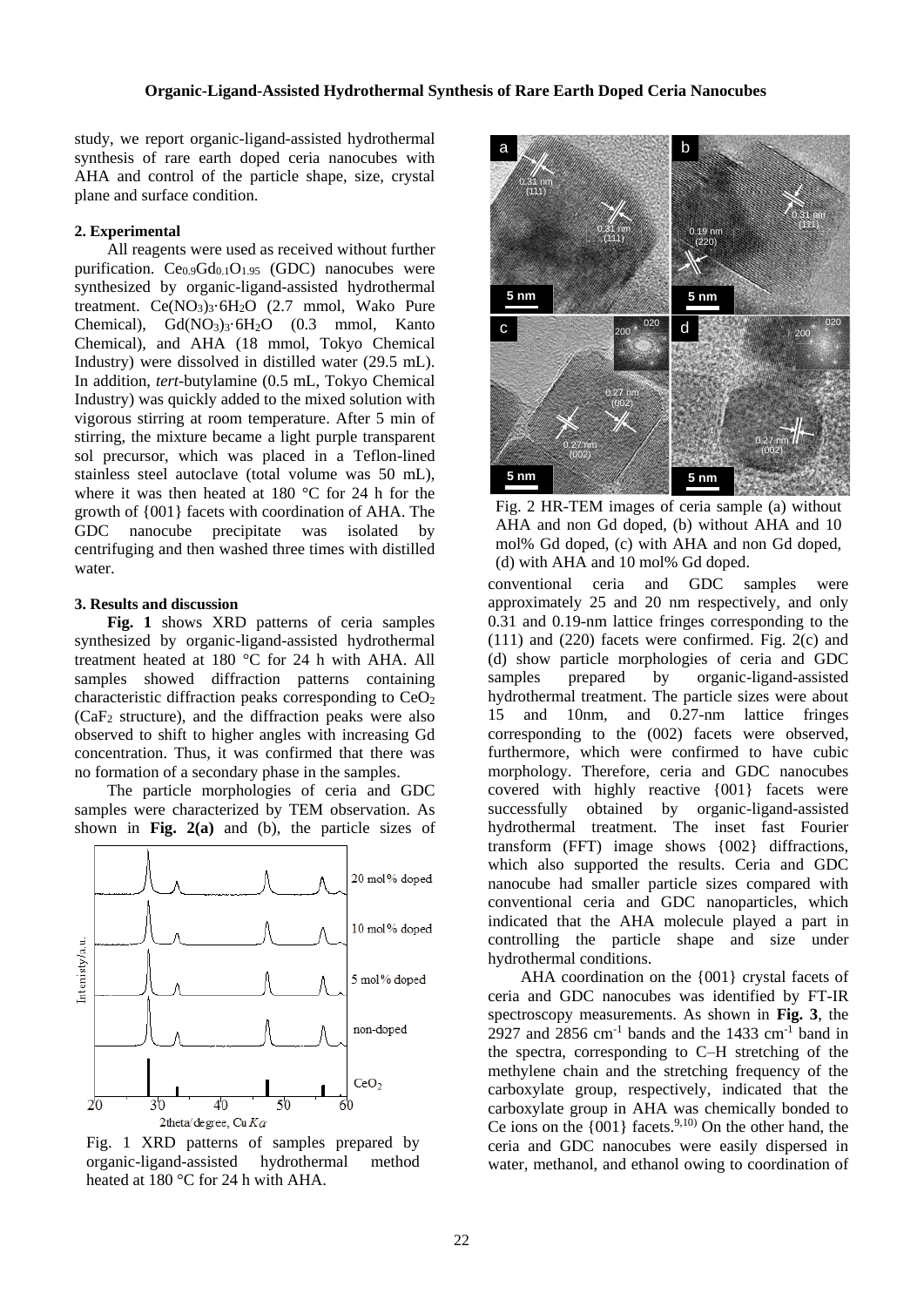study, we report organic-ligand-assisted hydrothermal synthesis of rare earth doped ceria nanocubes with AHA and control of the particle shape, size, crystal plane and surface condition.

#### 2. Experimental

All reagents were used as received without further purification. $Ce_{0.9}Gd_{0.1}O_{1.95}$ (GDC) nanocubes were synthesized by organic-ligand-assisted hydrothermal treatment. $Ce(NO_3)_3 \cdot 6H_2O$ (2.7 mmol, Wako Pure Chemical), $Gd(NO_3)_3 \cdot 6H_2O$ (0.3 mmol, Kanto Chemical), and AHA (18 mmol, Tokyo Chemical Industry) were dissolved in distilled water (29.5 mL). In addition, *tert*-butylamine (0.5 mL, Tokyo Chemical Industry) was quickly added to the mixed solution with vigorous stirring at room temperature. After 5 min of stirring, the mixture became a light purple transparent sol precursor, which was placed in a Teflon-lined stainless steel autoclave (total volume was 50 mL), where it was then heated at 180 °C for 24 h for the growth of {001} facets with coordination of AHA. The GDC nanocube precipitate was isolated by centrifuging and then washed three times with distilled water.

#### 3. Results and discussion

**Fig. 1** shows XRD patterns of ceria samples synthesized by organic-ligand-assisted hydrothermal treatment heated at 180 °C for 24 h with AHA. All samples showed diffraction patterns containing characteristic diffraction peaks corresponding to $CeO_2$ ($CaF_2$ structure), and the diffraction peaks were also observed to shift to higher angles with increasing Gd concentration. Thus, it was confirmed that there was no formation of a secondary phase in the samples.

The particle morphologies of ceria and GDC samples were characterized by TEM observation. As shown in **Fig. 2(a)** and (b), the particle sizes of conventional ceria and GDC samples were approximately 25 and 20 nm respectively, and only 0.31 and 0.19-nm lattice fringes corresponding to the (111) and (220) facets were confirmed. Fig. 2(c) and (d) show particle morphologies of ceria and GDC samples prepared by organic-ligand-assisted hydrothermal treatment. The particle sizes were about 15 and 10nm, and 0.27-nm lattice fringes corresponding to the (002) facets were observed, furthermore, which were confirmed to have cubic morphology. Therefore, ceria and GDC nanocubes covered with highly reactive {001} facets were successfully obtained by organic-ligand-assisted hydrothermal treatment. The inset fast Fourier transform (FFT) image shows {002} diffractions, which also supported the results. Ceria and GDC nanocube had smaller particle sizes compared with conventional ceria and GDC nanoparticles, which indicated that the AHA molecule played a part in controlling the particle shape and size under hydrothermal conditions.

Fig. 1 XRD patterns of samples prepared by organic-ligand-assisted hydrothermal method heated at 180 °C for 24 h with AHA.

Fig. 2 HR-TEM images of ceria sample (a) without AHA and non Gd doped, (b) without AHA and 10 mol% Gd doped, (c) with AHA and non Gd doped, (d) with AHA and 10 mol% Gd doped.

AHA coordination on the {001} crystal facets of ceria and GDC nanocubes was identified by FT-IR spectroscopy measurements. As shown in **Fig. 3**, the 2927 and 2856 $cm^{-1}$ bands and the 1433 $cm^{-1}$ band in the spectra, corresponding to C–H stretching of the methylene chain and the stretching frequency of the carboxylate group, respectively, indicated that the carboxylate group in AHA was chemically bonded to Ce ions on the {001} facets.[9,10] On the other hand, the ceria and GDC nanocubes were easily dispersed in water, methanol, and ethanol owing to coordination of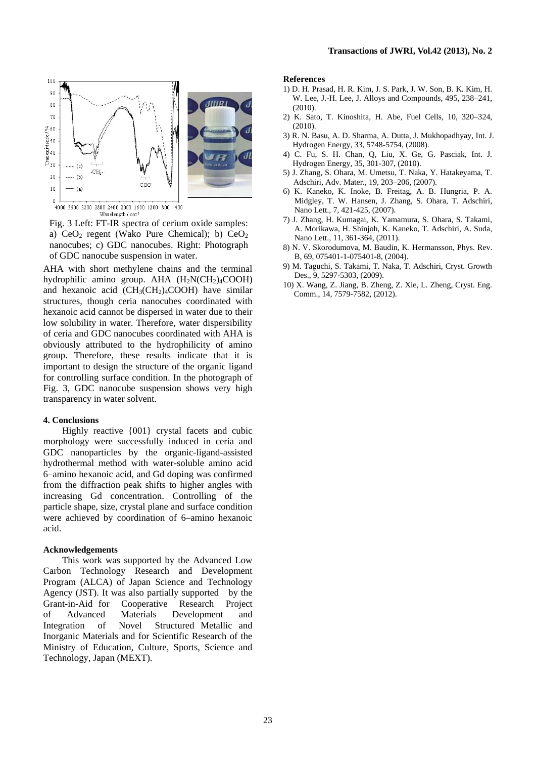100
90
80
70
60
50
40
30
20
10
0
Transmittance / %
--- (c)
----- (b)
— (a)
-CH$_2$-
-COO$^-$
4000 3600 3200 2800 2400 2000 1600 1200 800 400
Wavelength / cm$^{-1}$

Fig. 3 Left: FT-IR spectra of cerium oxide samples: a) $CeO_2$ regent (Wako Pure Chemical); b) $CeO_2$ nanocubes; c) GDC nanocubes. Right: Photograph of GDC nanocube suspension in water.

AHA with short methylene chains and the terminal hydrophilic amino group. AHA ($H_2N(CH_2)_4COOH$) and hexanoic acid ($CH_3(CH_2)_4COOH$) have similar structures, though ceria nanocubes coordinated with hexanoic acid cannot be dispersed in water due to their low solubility in water. Therefore, water dispersibility of ceria and GDC nanocubes coordinated with AHA is obviously attributed to the hydrophilicity of amino group. Therefore, these results indicate that it is important to design the structure of the organic ligand for controlling surface condition. In the photograph of Fig. 3, GDC nanocube suspension shows very high transparency in water solvent.

## 4. Conclusions

Highly reactive {001} crystal facets and cubic morphology were successfully induced in ceria and GDC nanoparticles by the organic-ligand-assisted hydrothermal method with water-soluble amino acid 6–amino hexanoic acid, and Gd doping was confirmed from the diffraction peak shifts to higher angles with increasing Gd concentration. Controlling of the particle shape, size, crystal plane and surface condition were achieved by coordination of 6–amino hexanoic acid.

## Acknowledgements

This work was supported by the Advanced Low Carbon Technology Research and Development Program (ALCA) of Japan Science and Technology Agency (JST). It was also partially supported by the Grant-in-Aid for Cooperative Research Project of Advanced Materials Development and Integration of Novel Structured Metallic and Inorganic Materials and for Scientific Research of the Ministry of Education, Culture, Sports, Science and Technology, Japan (MEXT).

## References

1) D. H. Prasad, H. R. Kim, J. S. Park, J. W. Son, B. K. Kim, H. W. Lee, J.-H. Lee, J. Alloys and Compounds, 495, 238–241, (2010).
2) K. Sato, T. Kinoshita, H. Abe, Fuel Cells, 10, 320–324, (2010).
3) R. N. Basu, A. D. Sharma, A. Dutta, J. Mukhopadhyay, Int. J. Hydrogen Energy, 33, 5748-5754, (2008).
4) C. Fu, S. H. Chan, Q, Liu, X. Ge, G. Pasciak, Int. J. Hydrogen Energy, 35, 301-307, (2010).
5) J. Zhang, S. Ohara, M. Umetsu, T. Naka, Y. Hatakeyama, T. Adschiri, Adv. Mater., 19, 203–206, (2007).
6) K. Kaneko, K. Inoke, B. Freitag, A. B. Hungria, P. A. Midgley, T. W. Hansen, J. Zhang, S. Ohara, T. Adschiri, Nano Lett., 7, 421-425, (2007).
7) J. Zhang, H. Kumagai, K. Yamamura, S. Ohara, S. Takami, A. Morikawa, H. Shinjoh, K. Kaneko, T. Adschiri, A. Suda, Nano Lett., 11, 361-364, (2011).
8) N. V. Skorodumova, M. Baudin, K. Hermansson, Phys. Rev. B, 69, 075401-1-075401-8, (2004).
9) M. Taguchi, S. Takami, T. Naka, T. Adschiri, Cryst. Growth Des., 9, 5297-5303, (2009).
10) X. Wang, Z. Jiang, B. Zheng, Z. Xie, L. Zheng, Cryst. Eng. Comm., 14, 7579-7582, (2012).